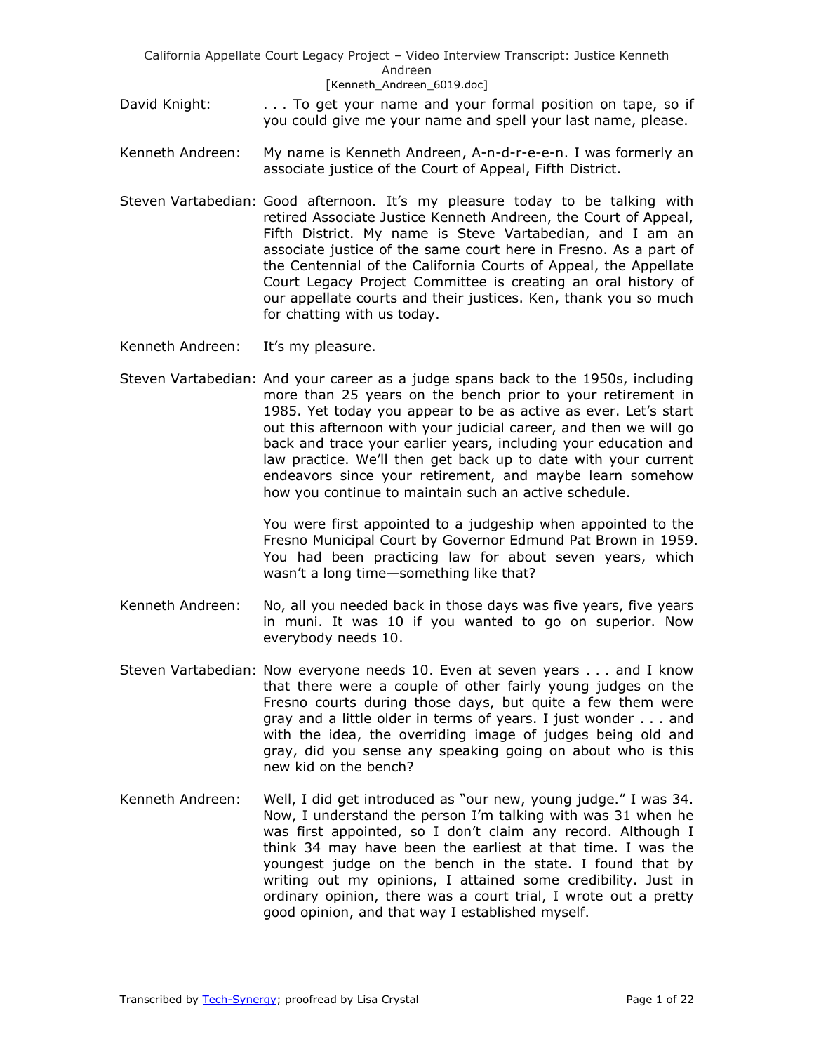David Knight: . . . To get your name and your formal position on tape, so if you could give me your name and spell your last name, please.

Kenneth Andreen: My name is Kenneth Andreen, A-n-d-r-e-e-n. I was formerly an associate justice of the Court of Appeal, Fifth District.

Steven Vartabedian: Good afternoon. It's my pleasure today to be talking with retired Associate Justice Kenneth Andreen, the Court of Appeal, Fifth District. My name is Steve Vartabedian, and I am an associate justice of the same court here in Fresno. As a part of the Centennial of the California Courts of Appeal, the Appellate Court Legacy Project Committee is creating an oral history of our appellate courts and their justices. Ken, thank you so much for chatting with us today.

Kenneth Andreen: It's my pleasure.

Steven Vartabedian: And your career as a judge spans back to the 1950s, including more than 25 years on the bench prior to your retirement in 1985. Yet today you appear to be as active as ever. Let's start out this afternoon with your judicial career, and then we will go back and trace your earlier years, including your education and law practice. We'll then get back up to date with your current endeavors since your retirement, and maybe learn somehow how you continue to maintain such an active schedule.

You were first appointed to a judgeship when appointed to the Fresno Municipal Court by Governor Edmund Pat Brown in 1959. You had been practicing law for about seven years, which wasn't a long time—something like that?

Kenneth Andreen: No, all you needed back in those days was five years, five years in muni. It was 10 if you wanted to go on superior. Now everybody needs 10.

Steven Vartabedian: Now everyone needs 10. Even at seven years . . . and I know that there were a couple of other fairly young judges on the Fresno courts during those days, but quite a few them were gray and a little older in terms of years. I just wonder . . . and with the idea, the overriding image of judges being old and gray, did you sense any speaking going on about who is this new kid on the bench?

Kenneth Andreen: Well, I did get introduced as "our new, young judge." I was 34. Now, I understand the person I'm talking with was 31 when he was first appointed, so I don't claim any record. Although I think 34 may have been the earliest at that time. I was the youngest judge on the bench in the state. I found that by writing out my opinions, I attained some credibility. Just in ordinary opinion, there was a court trial, I wrote out a pretty good opinion, and that way I established myself.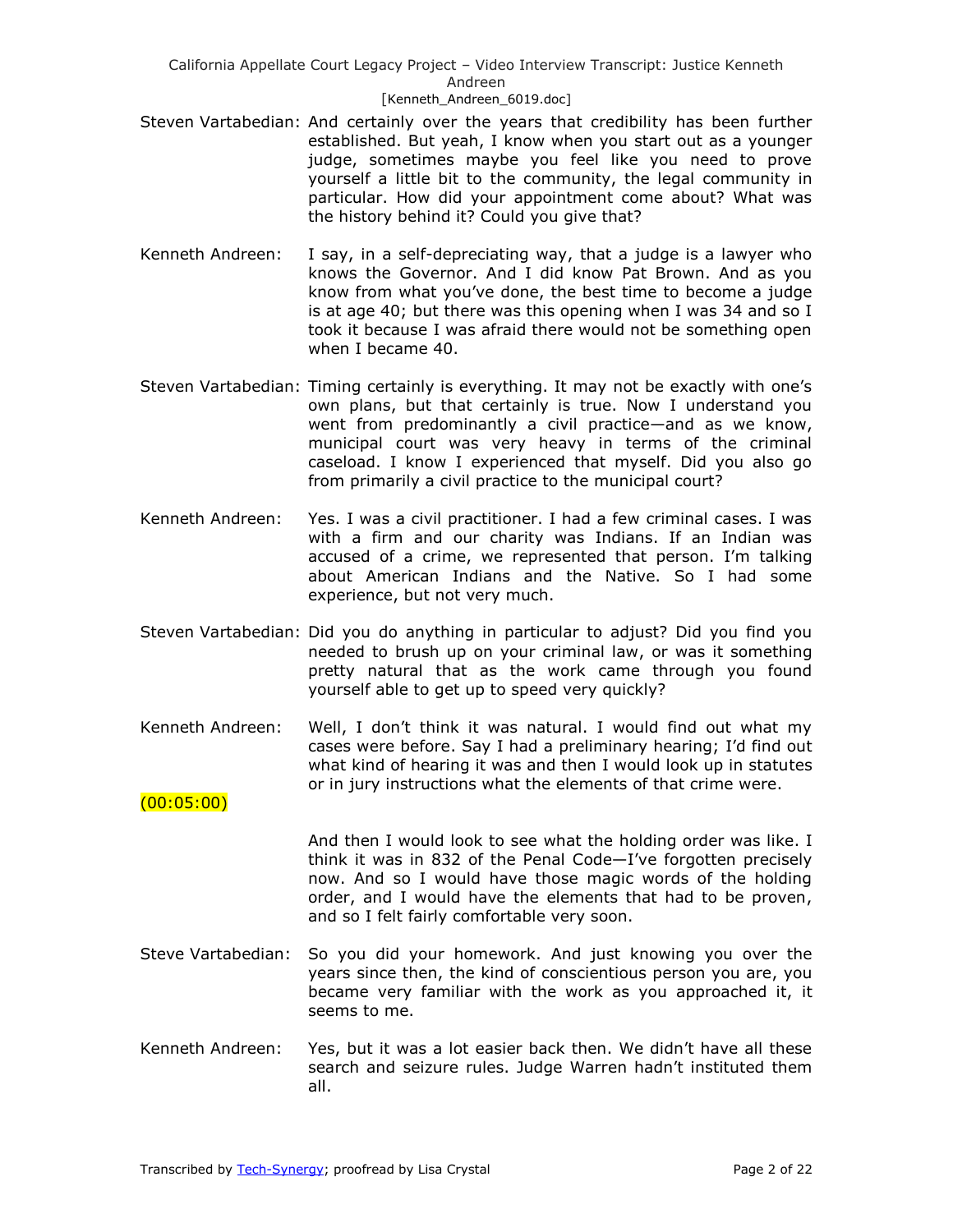Steven Vartabedian: And certainly over the years that credibility has been further established. But yeah, I know when you start out as a younger judge, sometimes maybe you feel like you need to prove yourself a little bit to the community, the legal community in particular. How did your appointment come about? What was the history behind it? Could you give that?

Kenneth Andreen: I say, in a self-depreciating way, that a judge is a lawyer who knows the Governor. And I did know Pat Brown. And as you know from what you've done, the best time to become a judge is at age 40; but there was this opening when I was 34 and so I took it because I was afraid there would not be something open when I became 40.

Steven Vartabedian: Timing certainly is everything. It may not be exactly with one's own plans, but that certainly is true. Now I understand you went from predominantly a civil practice—and as we know, municipal court was very heavy in terms of the criminal caseload. I know I experienced that myself. Did you also go from primarily a civil practice to the municipal court?

Kenneth Andreen: Yes. I was a civil practitioner. I had a few criminal cases. I was with a firm and our charity was Indians. If an Indian was accused of a crime, we represented that person. I'm talking about American Indians and the Native. So I had some experience, but not very much.

Steven Vartabedian: Did you do anything in particular to adjust? Did you find you needed to brush up on your criminal law, or was it something pretty natural that as the work came through you found yourself able to get up to speed very quickly?

Kenneth Andreen: Well, I don't think it was natural. I would find out what my cases were before. Say I had a preliminary hearing; I'd find out what kind of hearing it was and then I would look up in statutes or in jury instructions what the elements of that crime were.

(00:05:00)

And then I would look to see what the holding order was like. I think it was in 832 of the Penal Code—I've forgotten precisely now. And so I would have those magic words of the holding order, and I would have the elements that had to be proven, and so I felt fairly comfortable very soon.

Steve Vartabedian: So you did your homework. And just knowing you over the years since then, the kind of conscientious person you are, you became very familiar with the work as you approached it, it seems to me.

Kenneth Andreen: Yes, but it was a lot easier back then. We didn't have all these search and seizure rules. Judge Warren hadn't instituted them all.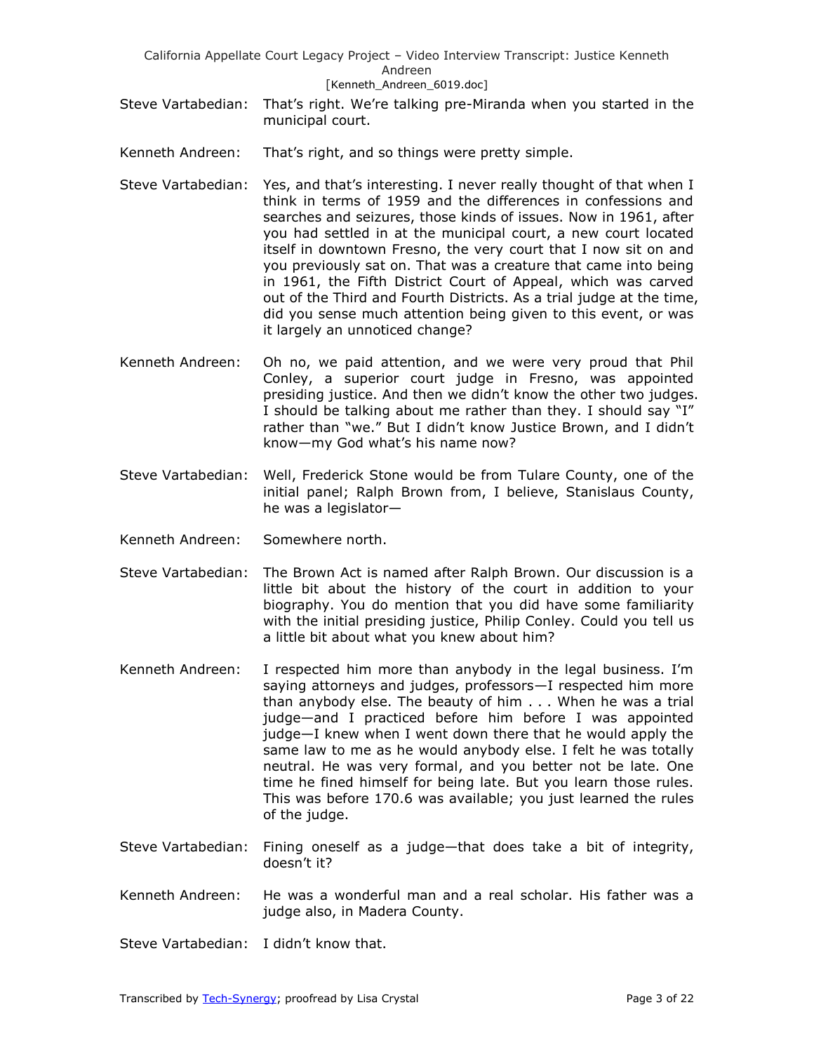Steve Vartabedian: That's right. We're talking pre-Miranda when you started in the municipal court.

Kenneth Andreen: That's right, and so things were pretty simple.

Steve Vartabedian: Yes, and that's interesting. I never really thought of that when I think in terms of 1959 and the differences in confessions and searches and seizures, those kinds of issues. Now in 1961, after you had settled in at the municipal court, a new court located itself in downtown Fresno, the very court that I now sit on and you previously sat on. That was a creature that came into being in 1961, the Fifth District Court of Appeal, which was carved out of the Third and Fourth Districts. As a trial judge at the time, did you sense much attention being given to this event, or was it largely an unnoticed change?

Kenneth Andreen: Oh no, we paid attention, and we were very proud that Phil Conley, a superior court judge in Fresno, was appointed presiding justice. And then we didn't know the other two judges. I should be talking about me rather than they. I should say "I" rather than "we." But I didn't know Justice Brown, and I didn't know—my God what's his name now?

Steve Vartabedian: Well, Frederick Stone would be from Tulare County, one of the initial panel; Ralph Brown from, I believe, Stanislaus County, he was a legislator—

Kenneth Andreen: Somewhere north.

Steve Vartabedian: The Brown Act is named after Ralph Brown. Our discussion is a little bit about the history of the court in addition to your biography. You do mention that you did have some familiarity with the initial presiding justice, Philip Conley. Could you tell us a little bit about what you knew about him?

Kenneth Andreen: I respected him more than anybody in the legal business. I'm saying attorneys and judges, professors—I respected him more than anybody else. The beauty of him . . . When he was a trial judge—and I practiced before him before I was appointed judge—I knew when I went down there that he would apply the same law to me as he would anybody else. I felt he was totally neutral. He was very formal, and you better not be late. One time he fined himself for being late. But you learn those rules. This was before 170.6 was available; you just learned the rules of the judge.

Steve Vartabedian: Fining oneself as a judge—that does take a bit of integrity, doesn't it?

Kenneth Andreen: He was a wonderful man and a real scholar. His father was a judge also, in Madera County.

Steve Vartabedian: I didn't know that.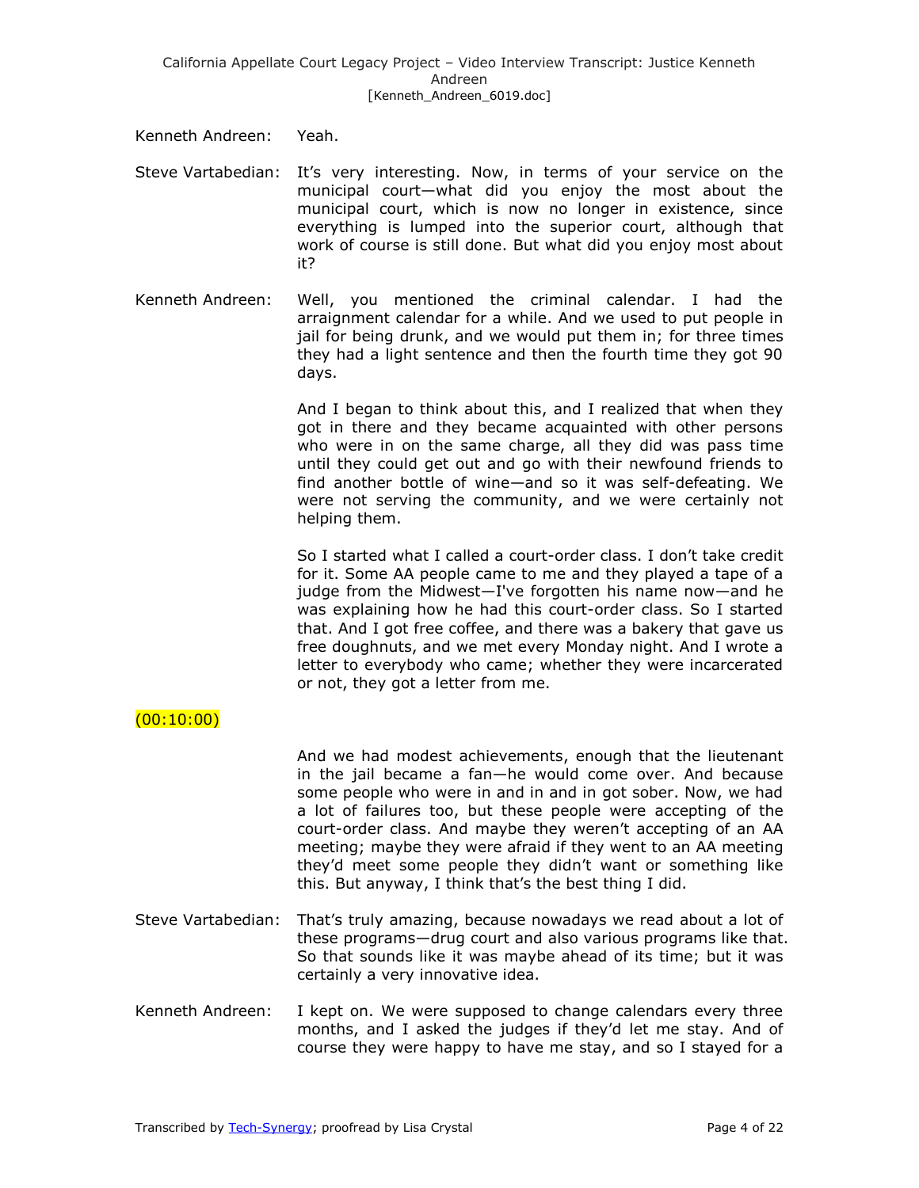Kenneth Andreen: Yeah.

Steve Vartabedian: It's very interesting. Now, in terms of your service on the municipal court—what did you enjoy the most about the municipal court, which is now no longer in existence, since everything is lumped into the superior court, although that work of course is still done. But what did you enjoy most about it?

Kenneth Andreen: Well, you mentioned the criminal calendar. I had the arraignment calendar for a while. And we used to put people in jail for being drunk, and we would put them in; for three times they had a light sentence and then the fourth time they got 90 days.

And I began to think about this, and I realized that when they got in there and they became acquainted with other persons who were in on the same charge, all they did was pass time until they could get out and go with their newfound friends to find another bottle of wine—and so it was self-defeating. We were not serving the community, and we were certainly not helping them.

So I started what I called a court-order class. I don't take credit for it. Some AA people came to me and they played a tape of a judge from the Midwest—I've forgotten his name now—and he was explaining how he had this court-order class. So I started that. And I got free coffee, and there was a bakery that gave us free doughnuts, and we met every Monday night. And I wrote a letter to everybody who came; whether they were incarcerated or not, they got a letter from me.

(00:10:00)

And we had modest achievements, enough that the lieutenant in the jail became a fan—he would come over. And because some people who were in and in and in got sober. Now, we had a lot of failures too, but these people were accepting of the court-order class. And maybe they weren't accepting of an AA meeting; maybe they were afraid if they went to an AA meeting they'd meet some people they didn't want or something like this. But anyway, I think that's the best thing I did.

Steve Vartabedian: That's truly amazing, because nowadays we read about a lot of these programs—drug court and also various programs like that. So that sounds like it was maybe ahead of its time; but it was certainly a very innovative idea.

Kenneth Andreen: I kept on. We were supposed to change calendars every three months, and I asked the judges if they'd let me stay. And of course they were happy to have me stay, and so I stayed for a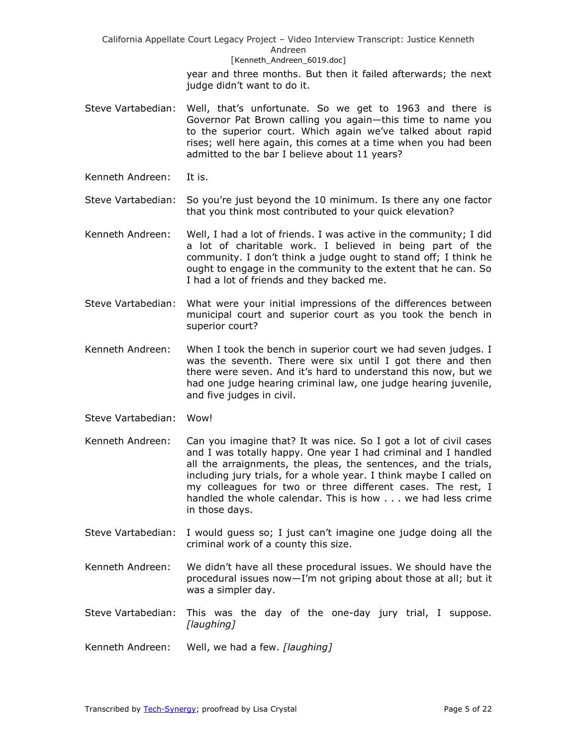year and three months. But then it failed afterwards; the next judge didn't want to do it.

Steve Vartabedian: Well, that's unfortunate. So we get to 1963 and there is Governor Pat Brown calling you again—this time to name you to the superior court. Which again we've talked about rapid rises; well here again, this comes at a time when you had been admitted to the bar I believe about 11 years?

Kenneth Andreen: It is.

Steve Vartabedian: So you're just beyond the 10 minimum. Is there any one factor that you think most contributed to your quick elevation?

Kenneth Andreen: Well, I had a lot of friends. I was active in the community; I did a lot of charitable work. I believed in being part of the community. I don't think a judge ought to stand off; I think he ought to engage in the community to the extent that he can. So I had a lot of friends and they backed me.

Steve Vartabedian: What were your initial impressions of the differences between municipal court and superior court as you took the bench in superior court?

Kenneth Andreen: When I took the bench in superior court we had seven judges. I was the seventh. There were six until I got there and then there were seven. And it's hard to understand this now, but we had one judge hearing criminal law, one judge hearing juvenile, and five judges in civil.

Steve Vartabedian: Wow!

Kenneth Andreen: Can you imagine that? It was nice. So I got a lot of civil cases and I was totally happy. One year I had criminal and I handled all the arraignments, the pleas, the sentences, and the trials, including jury trials, for a whole year. I think maybe I called on my colleagues for two or three different cases. The rest, I handled the whole calendar. This is how . . . we had less crime in those days.

Steve Vartabedian: I would guess so; I just can't imagine one judge doing all the criminal work of a county this size.

Kenneth Andreen: We didn't have all these procedural issues. We should have the procedural issues now—I'm not griping about those at all; but it was a simpler day.

Steve Vartabedian: This was the day of the one-day jury trial, I suppose. *[laughing]*

Kenneth Andreen: Well, we had a few. *[laughing]*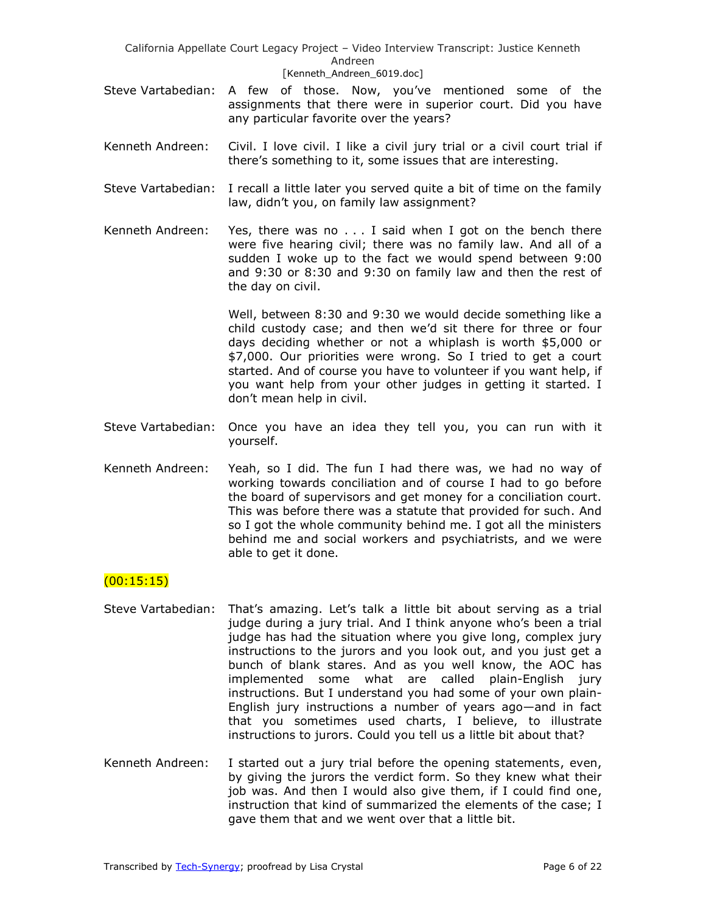Steve Vartabedian: A few of those. Now, you've mentioned some of the assignments that there were in superior court. Did you have any particular favorite over the years?

Kenneth Andreen: Civil. I love civil. I like a civil jury trial or a civil court trial if there's something to it, some issues that are interesting.

Steve Vartabedian: I recall a little later you served quite a bit of time on the family law, didn't you, on family law assignment?

Kenneth Andreen: Yes, there was no . . . I said when I got on the bench there were five hearing civil; there was no family law. And all of a sudden I woke up to the fact we would spend between 9:00 and 9:30 or 8:30 and 9:30 on family law and then the rest of the day on civil.

Well, between 8:30 and 9:30 we would decide something like a child custody case; and then we'd sit there for three or four days deciding whether or not a whiplash is worth $5,000 or $7,000. Our priorities were wrong. So I tried to get a court started. And of course you have to volunteer if you want help, if you want help from your other judges in getting it started. I don't mean help in civil.

Steve Vartabedian: Once you have an idea they tell you, you can run with it yourself.

Kenneth Andreen: Yeah, so I did. The fun I had there was, we had no way of working towards conciliation and of course I had to go before the board of supervisors and get money for a conciliation court. This was before there was a statute that provided for such. And so I got the whole community behind me. I got all the ministers behind me and social workers and psychiatrists, and we were able to get it done.

(00:15:15)

Steve Vartabedian: That's amazing. Let's talk a little bit about serving as a trial judge during a jury trial. And I think anyone who's been a trial judge has had the situation where you give long, complex jury instructions to the jurors and you look out, and you just get a bunch of blank stares. And as you well know, the AOC has implemented some what are called plain-English jury instructions. But I understand you had some of your own plain-English jury instructions a number of years ago—and in fact that you sometimes used charts, I believe, to illustrate instructions to jurors. Could you tell us a little bit about that?

Kenneth Andreen: I started out a jury trial before the opening statements, even, by giving the jurors the verdict form. So they knew what their job was. And then I would also give them, if I could find one, instruction that kind of summarized the elements of the case; I gave them that and we went over that a little bit.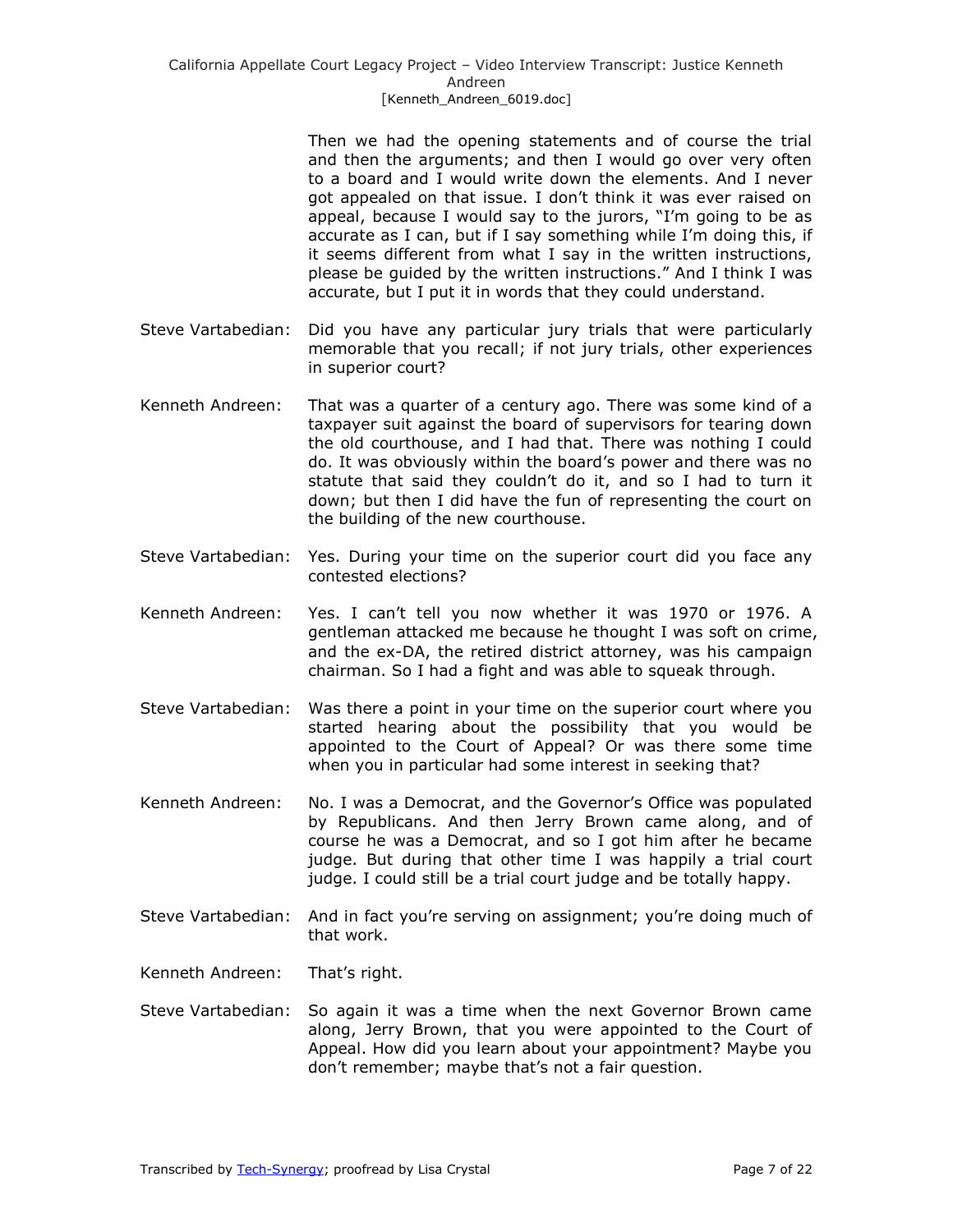Then we had the opening statements and of course the trial and then the arguments; and then I would go over very often to a board and I would write down the elements. And I never got appealed on that issue. I don't think it was ever raised on appeal, because I would say to the jurors, "I'm going to be as accurate as I can, but if I say something while I'm doing this, if it seems different from what I say in the written instructions, please be guided by the written instructions." And I think I was accurate, but I put it in words that they could understand.

Steve Vartabedian: Did you have any particular jury trials that were particularly memorable that you recall; if not jury trials, other experiences in superior court?

Kenneth Andreen: That was a quarter of a century ago. There was some kind of a taxpayer suit against the board of supervisors for tearing down the old courthouse, and I had that. There was nothing I could do. It was obviously within the board's power and there was no statute that said they couldn't do it, and so I had to turn it down; but then I did have the fun of representing the court on the building of the new courthouse.

Steve Vartabedian: Yes. During your time on the superior court did you face any contested elections?

Kenneth Andreen: Yes. I can't tell you now whether it was 1970 or 1976. A gentleman attacked me because he thought I was soft on crime, and the ex-DA, the retired district attorney, was his campaign chairman. So I had a fight and was able to squeak through.

Steve Vartabedian: Was there a point in your time on the superior court where you started hearing about the possibility that you would be appointed to the Court of Appeal? Or was there some time when you in particular had some interest in seeking that?

Kenneth Andreen: No. I was a Democrat, and the Governor's Office was populated by Republicans. And then Jerry Brown came along, and of course he was a Democrat, and so I got him after he became judge. But during that other time I was happily a trial court judge. I could still be a trial court judge and be totally happy.

Steve Vartabedian: And in fact you're serving on assignment; you're doing much of that work.

Kenneth Andreen: That's right.

Steve Vartabedian: So again it was a time when the next Governor Brown came along, Jerry Brown, that you were appointed to the Court of Appeal. How did you learn about your appointment? Maybe you don't remember; maybe that's not a fair question.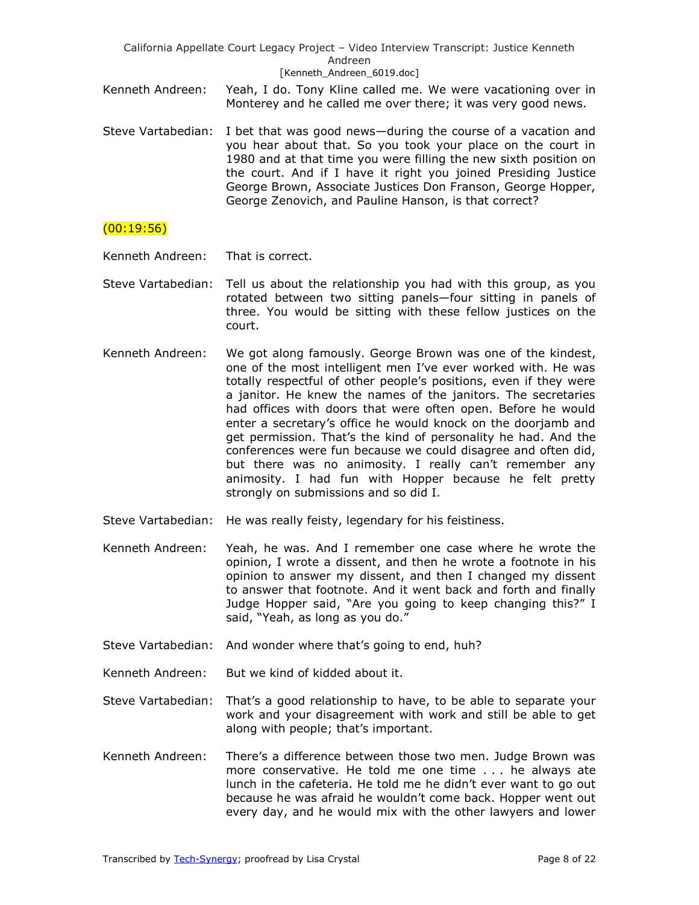Kenneth Andreen: Yeah, I do. Tony Kline called me. We were vacationing over in Monterey and he called me over there; it was very good news.

Steve Vartabedian: I bet that was good news—during the course of a vacation and you hear about that. So you took your place on the court in 1980 and at that time you were filling the new sixth position on the court. And if I have it right you joined Presiding Justice George Brown, Associate Justices Don Franson, George Hopper, George Zenovich, and Pauline Hanson, is that correct?

(00:19:56)

Kenneth Andreen: That is correct.

Steve Vartabedian: Tell us about the relationship you had with this group, as you rotated between two sitting panels—four sitting in panels of three. You would be sitting with these fellow justices on the court.

Kenneth Andreen: We got along famously. George Brown was one of the kindest, one of the most intelligent men I've ever worked with. He was totally respectful of other people's positions, even if they were a janitor. He knew the names of the janitors. The secretaries had offices with doors that were often open. Before he would enter a secretary's office he would knock on the doorjamb and get permission. That's the kind of personality he had. And the conferences were fun because we could disagree and often did, but there was no animosity. I really can't remember any animosity. I had fun with Hopper because he felt pretty strongly on submissions and so did I.

Steve Vartabedian: He was really feisty, legendary for his feistiness.

Kenneth Andreen: Yeah, he was. And I remember one case where he wrote the opinion, I wrote a dissent, and then he wrote a footnote in his opinion to answer my dissent, and then I changed my dissent to answer that footnote. And it went back and forth and finally Judge Hopper said, "Are you going to keep changing this?" I said, "Yeah, as long as you do."

Steve Vartabedian: And wonder where that's going to end, huh?

Kenneth Andreen: But we kind of kidded about it.

Steve Vartabedian: That's a good relationship to have, to be able to separate your work and your disagreement with work and still be able to get along with people; that's important.

Kenneth Andreen: There's a difference between those two men. Judge Brown was more conservative. He told me one time . . . he always ate lunch in the cafeteria. He told me he didn't ever want to go out because he was afraid he wouldn't come back. Hopper went out every day, and he would mix with the other lawyers and lower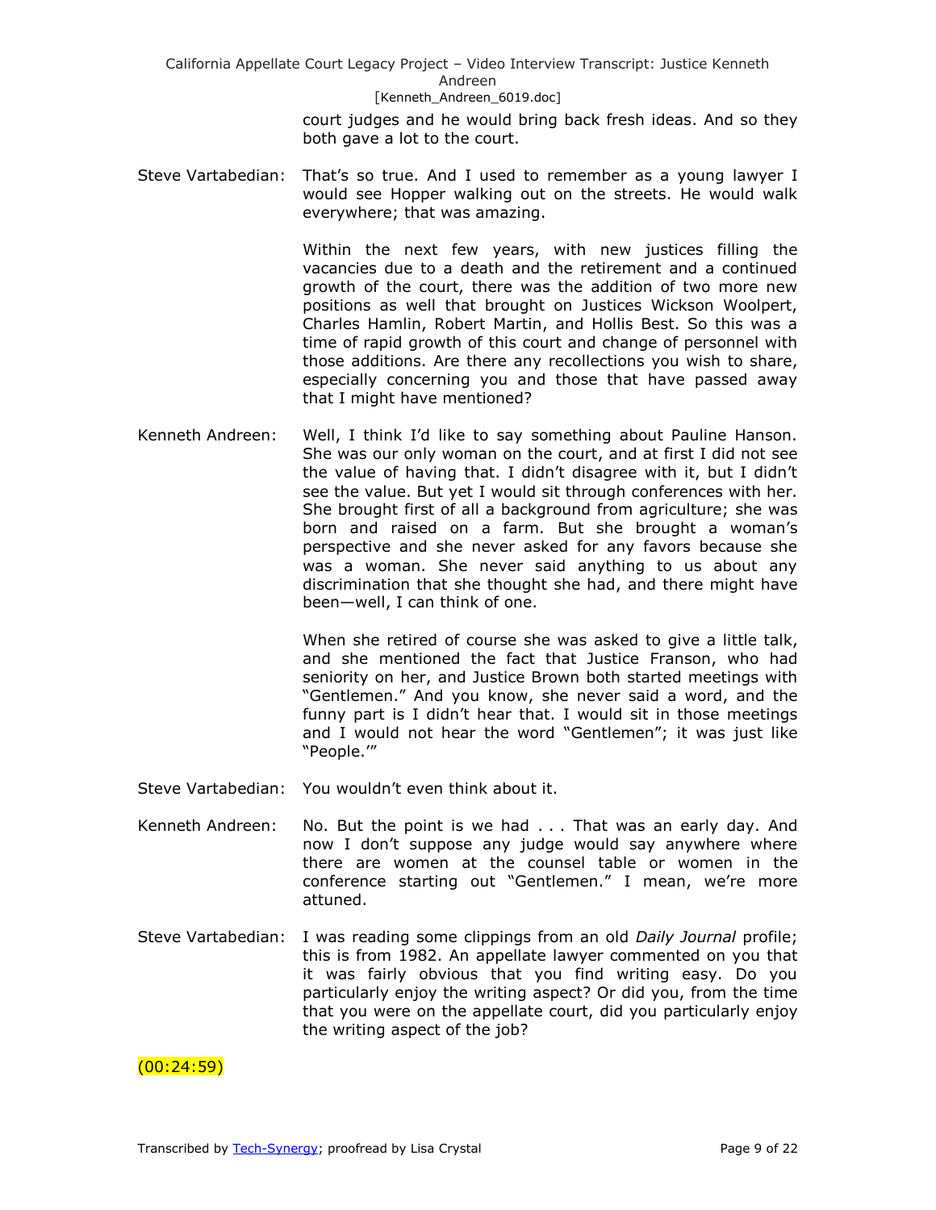court judges and he would bring back fresh ideas. And so they both gave a lot to the court.

Steve Vartabedian: That's so true. And I used to remember as a young lawyer I would see Hopper walking out on the streets. He would walk everywhere; that was amazing.

Within the next few years, with new justices filling the vacancies due to a death and the retirement and a continued growth of the court, there was the addition of two more new positions as well that brought on Justices Wickson Woolpert, Charles Hamlin, Robert Martin, and Hollis Best. So this was a time of rapid growth of this court and change of personnel with those additions. Are there any recollections you wish to share, especially concerning you and those that have passed away that I might have mentioned?

Kenneth Andreen: Well, I think I'd like to say something about Pauline Hanson. She was our only woman on the court, and at first I did not see the value of having that. I didn't disagree with it, but I didn't see the value. But yet I would sit through conferences with her. She brought first of all a background from agriculture; she was born and raised on a farm. But she brought a woman's perspective and she never asked for any favors because she was a woman. She never said anything to us about any discrimination that she thought she had, and there might have been—well, I can think of one.

When she retired of course she was asked to give a little talk, and she mentioned the fact that Justice Franson, who had seniority on her, and Justice Brown both started meetings with "Gentlemen." And you know, she never said a word, and the funny part is I didn't hear that. I would sit in those meetings and I would not hear the word "Gentlemen"; it was just like "People.'"

Steve Vartabedian: You wouldn't even think about it.

Kenneth Andreen: No. But the point is we had . . . That was an early day. And now I don't suppose any judge would say anywhere where there are women at the counsel table or women in the conference starting out "Gentlemen." I mean, we're more attuned.

Steve Vartabedian: I was reading some clippings from an old *Daily Journal* profile; this is from 1982. An appellate lawyer commented on you that it was fairly obvious that you find writing easy. Do you particularly enjoy the writing aspect? Or did you, from the time that you were on the appellate court, did you particularly enjoy the writing aspect of the job?

(00:24:59)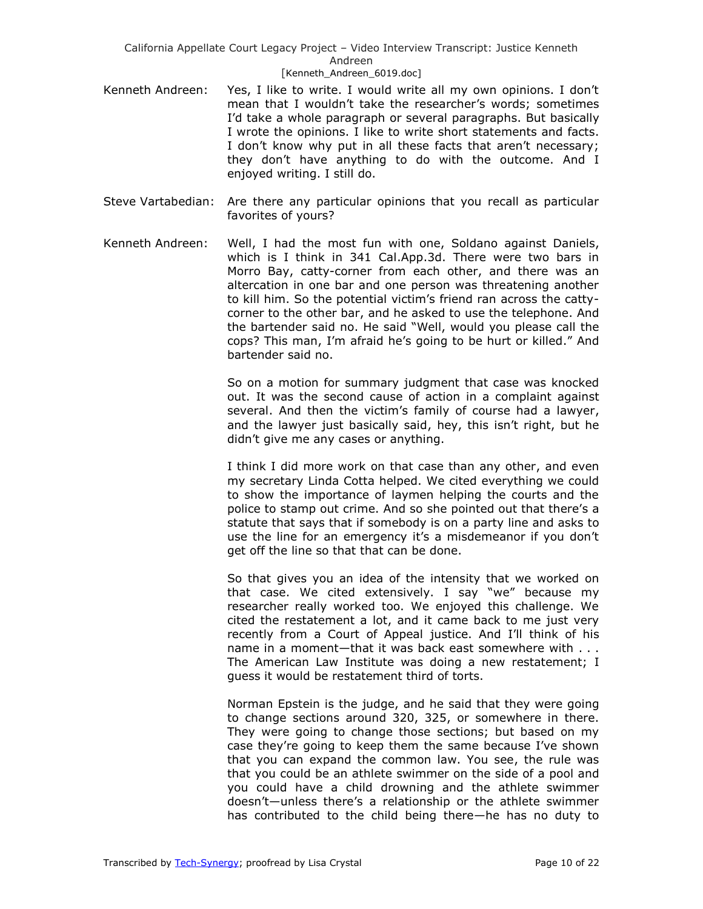Kenneth Andreen: Yes, I like to write. I would write all my own opinions. I don't mean that I wouldn't take the researcher's words; sometimes I'd take a whole paragraph or several paragraphs. But basically I wrote the opinions. I like to write short statements and facts. I don't know why put in all these facts that aren't necessary; they don't have anything to do with the outcome. And I enjoyed writing. I still do.

Steve Vartabedian: Are there any particular opinions that you recall as particular favorites of yours?

Kenneth Andreen: Well, I had the most fun with one, Soldano against Daniels, which is I think in 341 Cal.App.3d. There were two bars in Morro Bay, catty-corner from each other, and there was an altercation in one bar and one person was threatening another to kill him. So the potential victim's friend ran across the catty-corner to the other bar, and he asked to use the telephone. And the bartender said no. He said "Well, would you please call the cops? This man, I'm afraid he's going to be hurt or killed." And bartender said no.

So on a motion for summary judgment that case was knocked out. It was the second cause of action in a complaint against several. And then the victim's family of course had a lawyer, and the lawyer just basically said, hey, this isn't right, but he didn't give me any cases or anything.

I think I did more work on that case than any other, and even my secretary Linda Cotta helped. We cited everything we could to show the importance of laymen helping the courts and the police to stamp out crime. And so she pointed out that there's a statute that says that if somebody is on a party line and asks to use the line for an emergency it's a misdemeanor if you don't get off the line so that that can be done.

So that gives you an idea of the intensity that we worked on that case. We cited extensively. I say "we" because my researcher really worked too. We enjoyed this challenge. We cited the restatement a lot, and it came back to me just very recently from a Court of Appeal justice. And I'll think of his name in a moment—that it was back east somewhere with . . . The American Law Institute was doing a new restatement; I guess it would be restatement third of torts.

Norman Epstein is the judge, and he said that they were going to change sections around 320, 325, or somewhere in there. They were going to change those sections; but based on my case they're going to keep them the same because I've shown that you can expand the common law. You see, the rule was that you could be an athlete swimmer on the side of a pool and you could have a child drowning and the athlete swimmer doesn't—unless there's a relationship or the athlete swimmer has contributed to the child being there—he has no duty to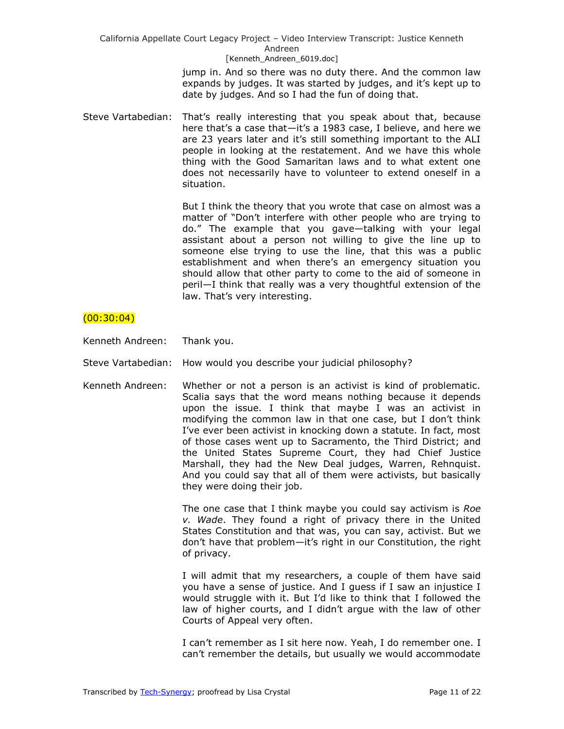jump in. And so there was no duty there. And the common law expands by judges. It was started by judges, and it's kept up to date by judges. And so I had the fun of doing that.

Steve Vartabedian: That's really interesting that you speak about that, because here that's a case that—it's a 1983 case, I believe, and here we are 23 years later and it's still something important to the ALI people in looking at the restatement. And we have this whole thing with the Good Samaritan laws and to what extent one does not necessarily have to volunteer to extend oneself in a situation.

But I think the theory that you wrote that case on almost was a matter of "Don't interfere with other people who are trying to do." The example that you gave—talking with your legal assistant about a person not willing to give the line up to someone else trying to use the line, that this was a public establishment and when there's an emergency situation you should allow that other party to come to the aid of someone in peril—I think that really was a very thoughtful extension of the law. That's very interesting.

(00:30:04)

Kenneth Andreen: Thank you.

Steve Vartabedian: How would you describe your judicial philosophy?

Kenneth Andreen: Whether or not a person is an activist is kind of problematic. Scalia says that the word means nothing because it depends upon the issue. I think that maybe I was an activist in modifying the common law in that one case, but I don't think I've ever been activist in knocking down a statute. In fact, most of those cases went up to Sacramento, the Third District; and the United States Supreme Court, they had Chief Justice Marshall, they had the New Deal judges, Warren, Rehnquist. And you could say that all of them were activists, but basically they were doing their job.

The one case that I think maybe you could say activism is *Roe v. Wade*. They found a right of privacy there in the United States Constitution and that was, you can say, activist. But we don't have that problem—it's right in our Constitution, the right of privacy.

I will admit that my researchers, a couple of them have said you have a sense of justice. And I guess if I saw an injustice I would struggle with it. But I'd like to think that I followed the law of higher courts, and I didn't argue with the law of other Courts of Appeal very often.

I can't remember as I sit here now. Yeah, I do remember one. I can't remember the details, but usually we would accommodate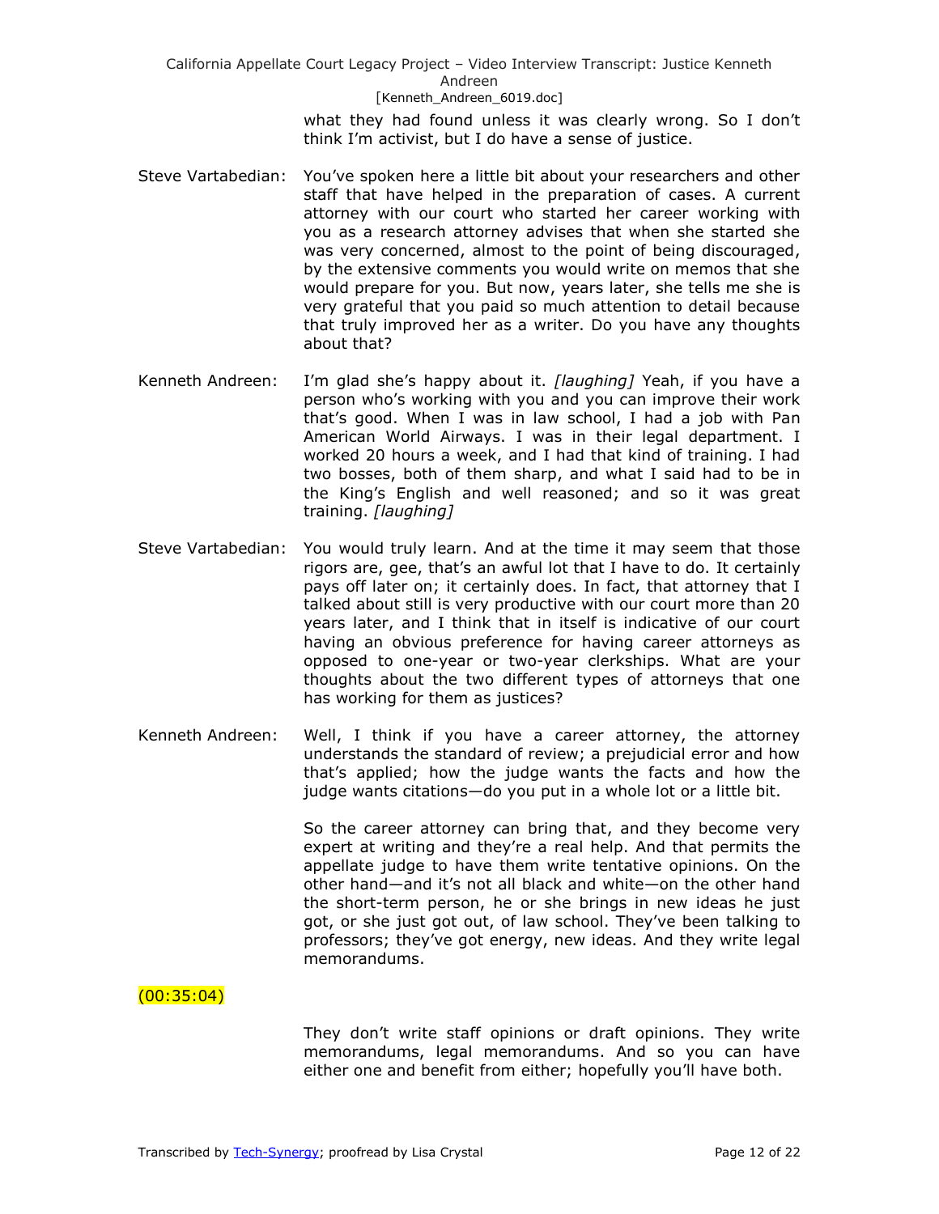what they had found unless it was clearly wrong. So I don't think I'm activist, but I do have a sense of justice.

**Steve Vartabedian:** You've spoken here a little bit about your researchers and other staff that have helped in the preparation of cases. A current attorney with our court who started her career working with you as a research attorney advises that when she started she was very concerned, almost to the point of being discouraged, by the extensive comments you would write on memos that she would prepare for you. But now, years later, she tells me she is very grateful that you paid so much attention to detail because that truly improved her as a writer. Do you have any thoughts about that?

**Kenneth Andreen:** I'm glad she's happy about it. *[laughing]* Yeah, if you have a person who's working with you and you can improve their work that's good. When I was in law school, I had a job with Pan American World Airways. I was in their legal department. I worked 20 hours a week, and I had that kind of training. I had two bosses, both of them sharp, and what I said had to be in the King's English and well reasoned; and so it was great training. *[laughing]*

**Steve Vartabedian:** You would truly learn. And at the time it may seem that those rigors are, gee, that's an awful lot that I have to do. It certainly pays off later on; it certainly does. In fact, that attorney that I talked about still is very productive with our court more than 20 years later, and I think that in itself is indicative of our court having an obvious preference for having career attorneys as opposed to one-year or two-year clerkships. What are your thoughts about the two different types of attorneys that one has working for them as justices?

**Kenneth Andreen:** Well, I think if you have a career attorney, the attorney understands the standard of review; a prejudicial error and how that's applied; how the judge wants the facts and how the judge wants citations—do you put in a whole lot or a little bit.

So the career attorney can bring that, and they become very expert at writing and they're a real help. And that permits the appellate judge to have them write tentative opinions. On the other hand—and it's not all black and white—on the other hand the short-term person, he or she brings in new ideas he just got, or she just got out, of law school. They've been talking to professors; they've got energy, new ideas. And they write legal memorandums.

(00:35:04)

They don't write staff opinions or draft opinions. They write memorandums, legal memorandums. And so you can have either one and benefit from either; hopefully you'll have both.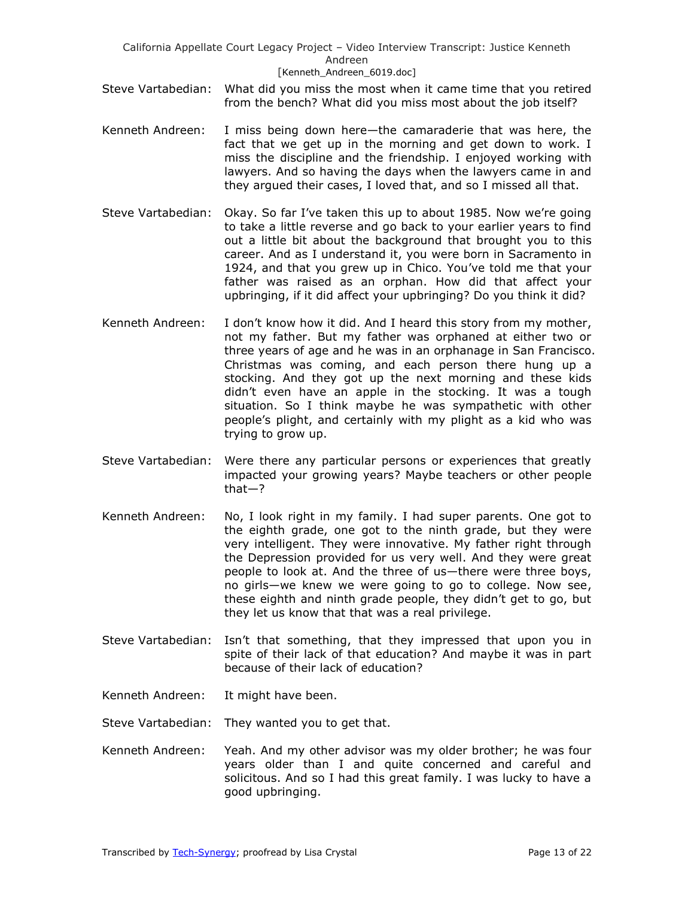Steve Vartabedian: What did you miss the most when it came time that you retired from the bench? What did you miss most about the job itself?

Kenneth Andreen: I miss being down here—the camaraderie that was here, the fact that we get up in the morning and get down to work. I miss the discipline and the friendship. I enjoyed working with lawyers. And so having the days when the lawyers came in and they argued their cases, I loved that, and so I missed all that.

Steve Vartabedian: Okay. So far I've taken this up to about 1985. Now we're going to take a little reverse and go back to your earlier years to find out a little bit about the background that brought you to this career. And as I understand it, you were born in Sacramento in 1924, and that you grew up in Chico. You've told me that your father was raised as an orphan. How did that affect your upbringing, if it did affect your upbringing? Do you think it did?

Kenneth Andreen: I don't know how it did. And I heard this story from my mother, not my father. But my father was orphaned at either two or three years of age and he was in an orphanage in San Francisco. Christmas was coming, and each person there hung up a stocking. And they got up the next morning and these kids didn't even have an apple in the stocking. It was a tough situation. So I think maybe he was sympathetic with other people's plight, and certainly with my plight as a kid who was trying to grow up.

Steve Vartabedian: Were there any particular persons or experiences that greatly impacted your growing years? Maybe teachers or other people that—?

Kenneth Andreen: No, I look right in my family. I had super parents. One got to the eighth grade, one got to the ninth grade, but they were very intelligent. They were innovative. My father right through the Depression provided for us very well. And they were great people to look at. And the three of us—there were three boys, no girls—we knew we were going to go to college. Now see, these eighth and ninth grade people, they didn't get to go, but they let us know that that was a real privilege.

Steve Vartabedian: Isn't that something, that they impressed that upon you in spite of their lack of that education? And maybe it was in part because of their lack of education?

Kenneth Andreen: It might have been.

Steve Vartabedian: They wanted you to get that.

Kenneth Andreen: Yeah. And my other advisor was my older brother; he was four years older than I and quite concerned and careful and solicitous. And so I had this great family. I was lucky to have a good upbringing.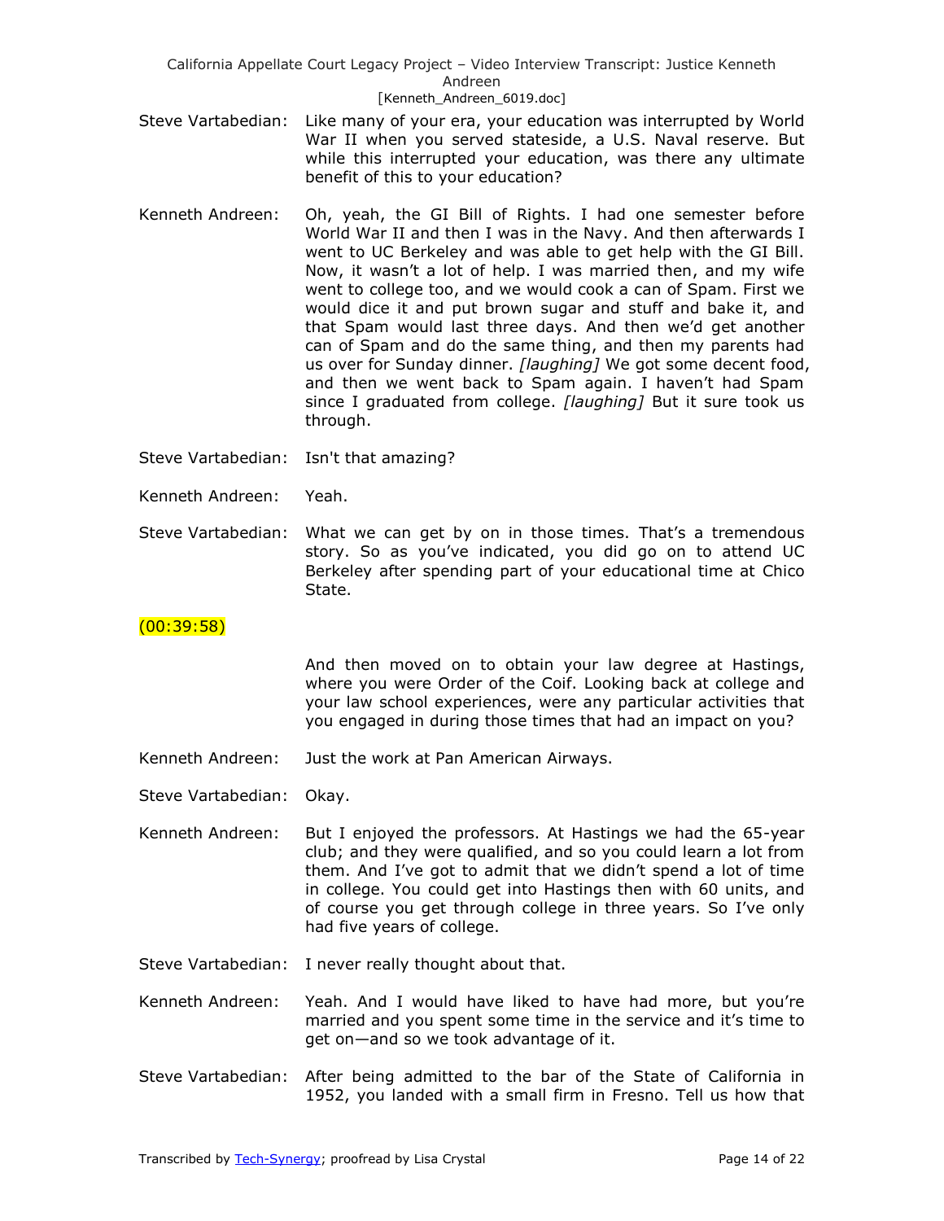Steve Vartabedian: Like many of your era, your education was interrupted by World War II when you served stateside, a U.S. Naval reserve. But while this interrupted your education, was there any ultimate benefit of this to your education?

Kenneth Andreen: Oh, yeah, the GI Bill of Rights. I had one semester before World War II and then I was in the Navy. And then afterwards I went to UC Berkeley and was able to get help with the GI Bill. Now, it wasn't a lot of help. I was married then, and my wife went to college too, and we would cook a can of Spam. First we would dice it and put brown sugar and stuff and bake it, and that Spam would last three days. And then we'd get another can of Spam and do the same thing, and then my parents had us over for Sunday dinner. *[laughing]* We got some decent food, and then we went back to Spam again. I haven't had Spam since I graduated from college. *[laughing]* But it sure took us through.

Steve Vartabedian: Isn't that amazing?

Kenneth Andreen: Yeah.

Steve Vartabedian: What we can get by on in those times. That's a tremendous story. So as you've indicated, you did go on to attend UC Berkeley after spending part of your educational time at Chico State.

(00:39:58)

And then moved on to obtain your law degree at Hastings, where you were Order of the Coif. Looking back at college and your law school experiences, were any particular activities that you engaged in during those times that had an impact on you?

Kenneth Andreen: Just the work at Pan American Airways.

Steve Vartabedian: Okay.

Kenneth Andreen: But I enjoyed the professors. At Hastings we had the 65-year club; and they were qualified, and so you could learn a lot from them. And I've got to admit that we didn't spend a lot of time in college. You could get into Hastings then with 60 units, and of course you get through college in three years. So I've only had five years of college.

Steve Vartabedian: I never really thought about that.

Kenneth Andreen: Yeah. And I would have liked to have had more, but you're married and you spent some time in the service and it's time to get on—and so we took advantage of it.

Steve Vartabedian: After being admitted to the bar of the State of California in 1952, you landed with a small firm in Fresno. Tell us how that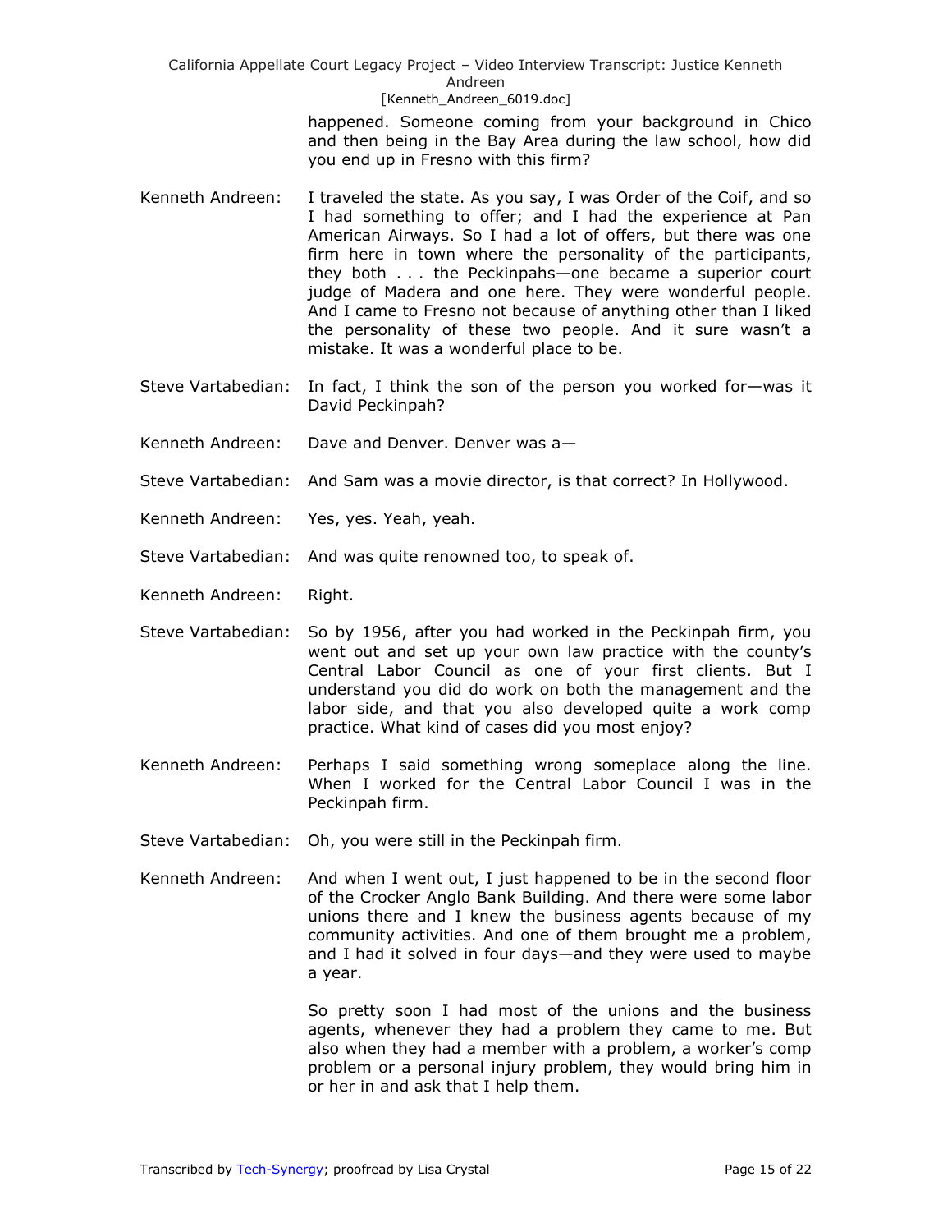happened. Someone coming from your background in Chico and then being in the Bay Area during the law school, how did you end up in Fresno with this firm?

Kenneth Andreen: I traveled the state. As you say, I was Order of the Coif, and so I had something to offer; and I had the experience at Pan American Airways. So I had a lot of offers, but there was one firm here in town where the personality of the participants, they both . . . the Peckinpahs—one became a superior court judge of Madera and one here. They were wonderful people. And I came to Fresno not because of anything other than I liked the personality of these two people. And it sure wasn't a mistake. It was a wonderful place to be.

Steve Vartabedian: In fact, I think the son of the person you worked for—was it David Peckinpah?

Kenneth Andreen: Dave and Denver. Denver was a—

Steve Vartabedian: And Sam was a movie director, is that correct? In Hollywood.

Kenneth Andreen: Yes, yes. Yeah, yeah.

Steve Vartabedian: And was quite renowned too, to speak of.

Kenneth Andreen: Right.

Steve Vartabedian: So by 1956, after you had worked in the Peckinpah firm, you went out and set up your own law practice with the county's Central Labor Council as one of your first clients. But I understand you did do work on both the management and the labor side, and that you also developed quite a work comp practice. What kind of cases did you most enjoy?

Kenneth Andreen: Perhaps I said something wrong someplace along the line. When I worked for the Central Labor Council I was in the Peckinpah firm.

Steve Vartabedian: Oh, you were still in the Peckinpah firm.

Kenneth Andreen: And when I went out, I just happened to be in the second floor of the Crocker Anglo Bank Building. And there were some labor unions there and I knew the business agents because of my community activities. And one of them brought me a problem, and I had it solved in four days—and they were used to maybe a year.

So pretty soon I had most of the unions and the business agents, whenever they had a problem they came to me. But also when they had a member with a problem, a worker's comp problem or a personal injury problem, they would bring him in or her in and ask that I help them.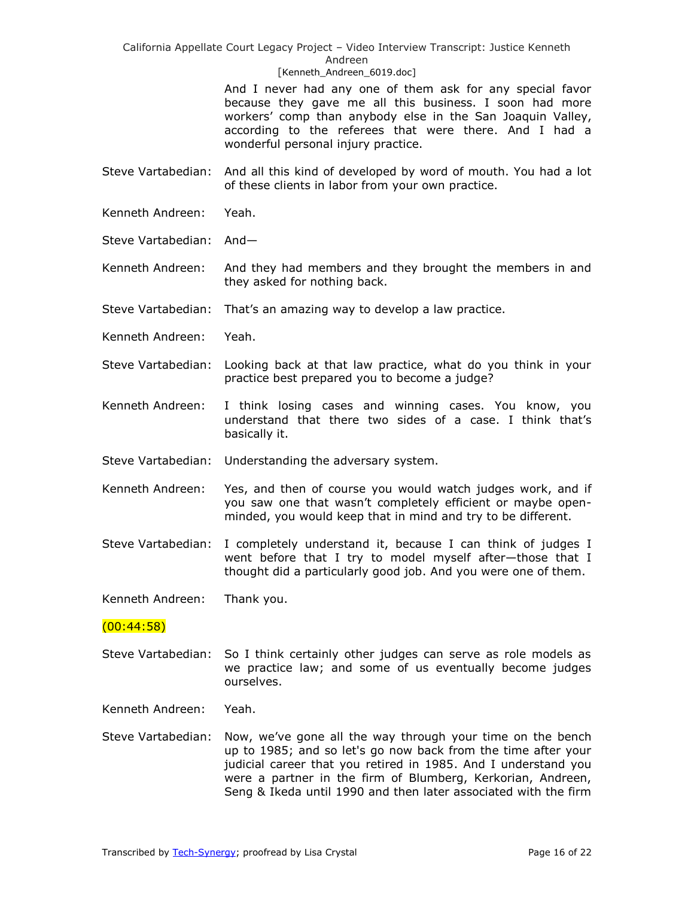And I never had any one of them ask for any special favor because they gave me all this business. I soon had more workers' comp than anybody else in the San Joaquin Valley, according to the referees that were there. And I had a wonderful personal injury practice.

Steve Vartabedian: And all this kind of developed by word of mouth. You had a lot of these clients in labor from your own practice.

Kenneth Andreen: Yeah.

Steve Vartabedian: And—

Kenneth Andreen: And they had members and they brought the members in and they asked for nothing back.

Steve Vartabedian: That's an amazing way to develop a law practice.

Kenneth Andreen: Yeah.

Steve Vartabedian: Looking back at that law practice, what do you think in your practice best prepared you to become a judge?

Kenneth Andreen: I think losing cases and winning cases. You know, you understand that there two sides of a case. I think that's basically it.

Steve Vartabedian: Understanding the adversary system.

Kenneth Andreen: Yes, and then of course you would watch judges work, and if you saw one that wasn't completely efficient or maybe open-minded, you would keep that in mind and try to be different.

Steve Vartabedian: I completely understand it, because I can think of judges I went before that I try to model myself after—those that I thought did a particularly good job. And you were one of them.

Kenneth Andreen: Thank you.

(00:44:58)

Steve Vartabedian: So I think certainly other judges can serve as role models as we practice law; and some of us eventually become judges ourselves.

Kenneth Andreen: Yeah.

Steve Vartabedian: Now, we've gone all the way through your time on the bench up to 1985; and so let's go now back from the time after your judicial career that you retired in 1985. And I understand you were a partner in the firm of Blumberg, Kerkorian, Andreen, Seng & Ikeda until 1990 and then later associated with the firm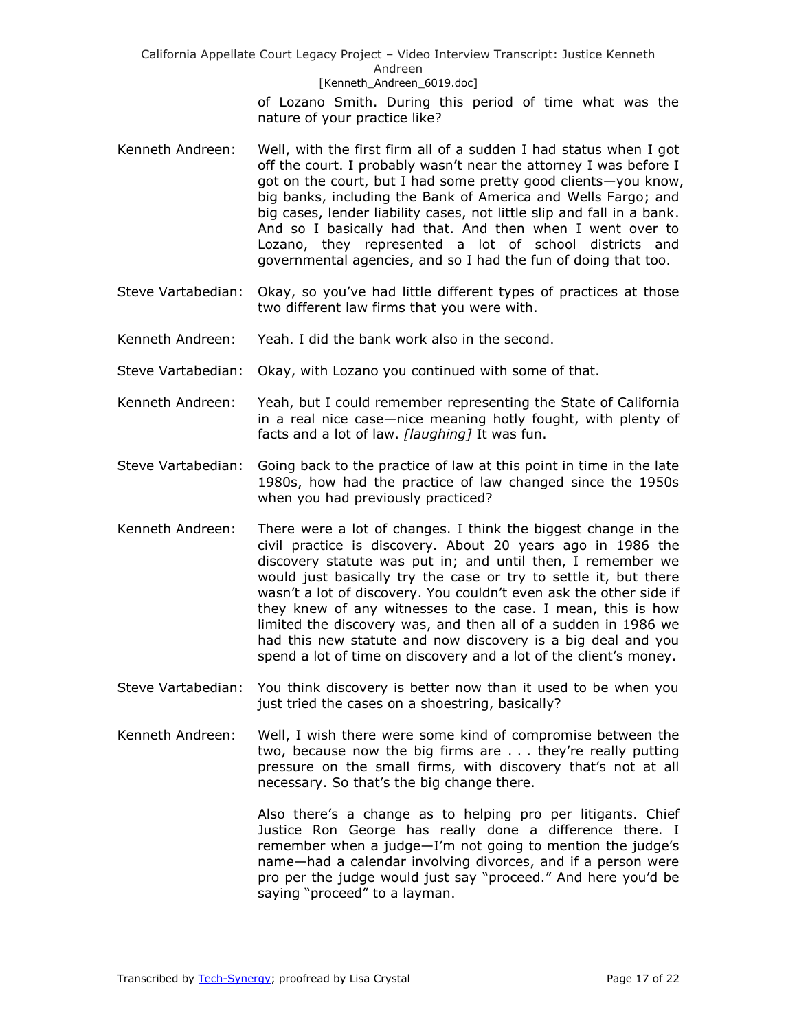of Lozano Smith. During this period of time what was the nature of your practice like?

Kenneth Andreen: Well, with the first firm all of a sudden I had status when I got off the court. I probably wasn't near the attorney I was before I got on the court, but I had some pretty good clients—you know, big banks, including the Bank of America and Wells Fargo; and big cases, lender liability cases, not little slip and fall in a bank. And so I basically had that. And then when I went over to Lozano, they represented a lot of school districts and governmental agencies, and so I had the fun of doing that too.

Steve Vartabedian: Okay, so you've had little different types of practices at those two different law firms that you were with.

Kenneth Andreen: Yeah. I did the bank work also in the second.

Steve Vartabedian: Okay, with Lozano you continued with some of that.

Kenneth Andreen: Yeah, but I could remember representing the State of California in a real nice case—nice meaning hotly fought, with plenty of facts and a lot of law. *[laughing]* It was fun.

Steve Vartabedian: Going back to the practice of law at this point in time in the late 1980s, how had the practice of law changed since the 1950s when you had previously practiced?

Kenneth Andreen: There were a lot of changes. I think the biggest change in the civil practice is discovery. About 20 years ago in 1986 the discovery statute was put in; and until then, I remember we would just basically try the case or try to settle it, but there wasn't a lot of discovery. You couldn't even ask the other side if they knew of any witnesses to the case. I mean, this is how limited the discovery was, and then all of a sudden in 1986 we had this new statute and now discovery is a big deal and you spend a lot of time on discovery and a lot of the client's money.

Steve Vartabedian: You think discovery is better now than it used to be when you just tried the cases on a shoestring, basically?

Kenneth Andreen: Well, I wish there were some kind of compromise between the two, because now the big firms are . . . they're really putting pressure on the small firms, with discovery that's not at all necessary. So that's the big change there.

Also there's a change as to helping pro per litigants. Chief Justice Ron George has really done a difference there. I remember when a judge—I'm not going to mention the judge's name—had a calendar involving divorces, and if a person were pro per the judge would just say "proceed." And here you'd be saying "proceed" to a layman.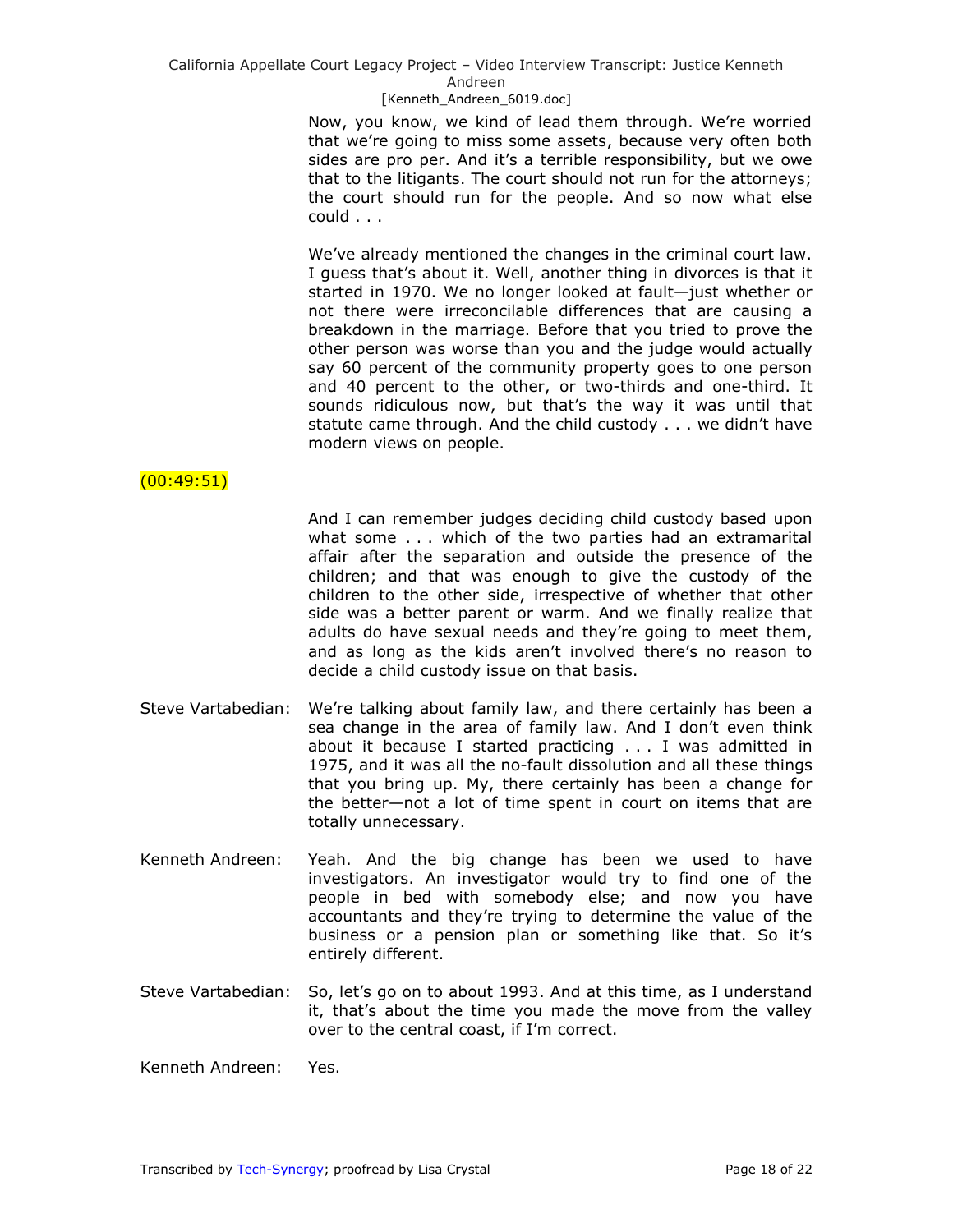Now, you know, we kind of lead them through. We're worried that we're going to miss some assets, because very often both sides are pro per. And it's a terrible responsibility, but we owe that to the litigants. The court should not run for the attorneys; the court should run for the people. And so now what else could . . .

We've already mentioned the changes in the criminal court law. I guess that's about it. Well, another thing in divorces is that it started in 1970. We no longer looked at fault—just whether or not there were irreconcilable differences that are causing a breakdown in the marriage. Before that you tried to prove the other person was worse than you and the judge would actually say 60 percent of the community property goes to one person and 40 percent to the other, or two-thirds and one-third. It sounds ridiculous now, but that's the way it was until that statute came through. And the child custody . . . we didn't have modern views on people.

(00:49:51)

And I can remember judges deciding child custody based upon what some . . . which of the two parties had an extramarital affair after the separation and outside the presence of the children; and that was enough to give the custody of the children to the other side, irrespective of whether that other side was a better parent or warm. And we finally realize that adults do have sexual needs and they're going to meet them, and as long as the kids aren't involved there's no reason to decide a child custody issue on that basis.

Steve Vartabedian: We're talking about family law, and there certainly has been a sea change in the area of family law. And I don't even think about it because I started practicing . . . I was admitted in 1975, and it was all the no-fault dissolution and all these things that you bring up. My, there certainly has been a change for the better—not a lot of time spent in court on items that are totally unnecessary.

Kenneth Andreen: Yeah. And the big change has been we used to have investigators. An investigator would try to find one of the people in bed with somebody else; and now you have accountants and they're trying to determine the value of the business or a pension plan or something like that. So it's entirely different.

Steve Vartabedian: So, let's go on to about 1993. And at this time, as I understand it, that's about the time you made the move from the valley over to the central coast, if I'm correct.

Kenneth Andreen: Yes.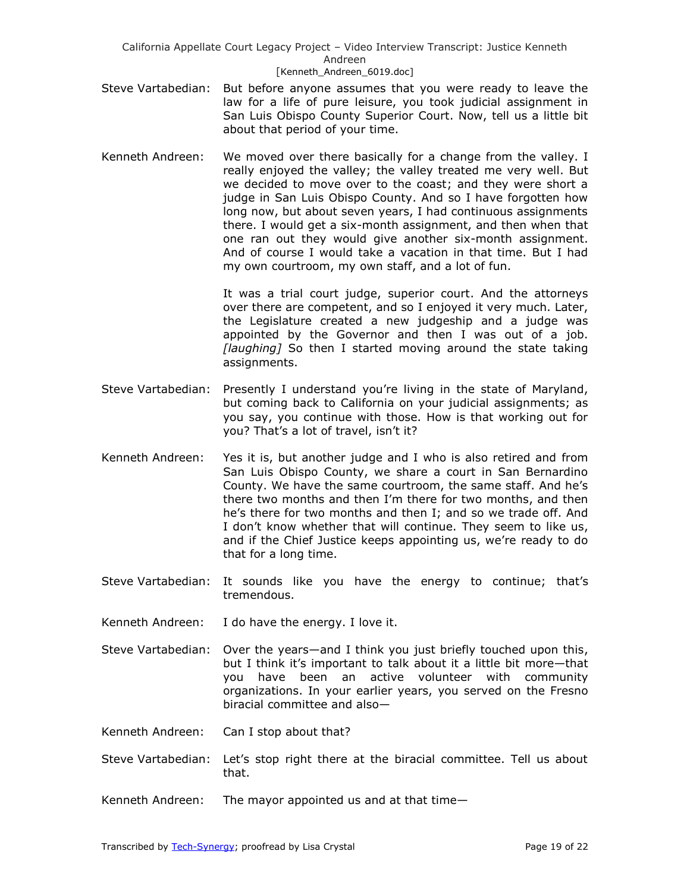Steve Vartabedian: But before anyone assumes that you were ready to leave the law for a life of pure leisure, you took judicial assignment in San Luis Obispo County Superior Court. Now, tell us a little bit about that period of your time.

Kenneth Andreen: We moved over there basically for a change from the valley. I really enjoyed the valley; the valley treated me very well. But we decided to move over to the coast; and they were short a judge in San Luis Obispo County. And so I have forgotten how long now, but about seven years, I had continuous assignments there. I would get a six-month assignment, and then when that one ran out they would give another six-month assignment. And of course I would take a vacation in that time. But I had my own courtroom, my own staff, and a lot of fun.

It was a trial court judge, superior court. And the attorneys over there are competent, and so I enjoyed it very much. Later, the Legislature created a new judgeship and a judge was appointed by the Governor and then I was out of a job. *[laughing]* So then I started moving around the state taking assignments.

Steve Vartabedian: Presently I understand you're living in the state of Maryland, but coming back to California on your judicial assignments; as you say, you continue with those. How is that working out for you? That's a lot of travel, isn't it?

Kenneth Andreen: Yes it is, but another judge and I who is also retired and from San Luis Obispo County, we share a court in San Bernardino County. We have the same courtroom, the same staff. And he's there two months and then I'm there for two months, and then he's there for two months and then I; and so we trade off. And I don't know whether that will continue. They seem to like us, and if the Chief Justice keeps appointing us, we're ready to do that for a long time.

Steve Vartabedian: It sounds like you have the energy to continue; that's tremendous.

Kenneth Andreen: I do have the energy. I love it.

Steve Vartabedian: Over the years—and I think you just briefly touched upon this, but I think it's important to talk about it a little bit more—that you have been an active volunteer with community organizations. In your earlier years, you served on the Fresno biracial committee and also—

Kenneth Andreen: Can I stop about that?

Steve Vartabedian: Let's stop right there at the biracial committee. Tell us about that.

Kenneth Andreen: The mayor appointed us and at that time—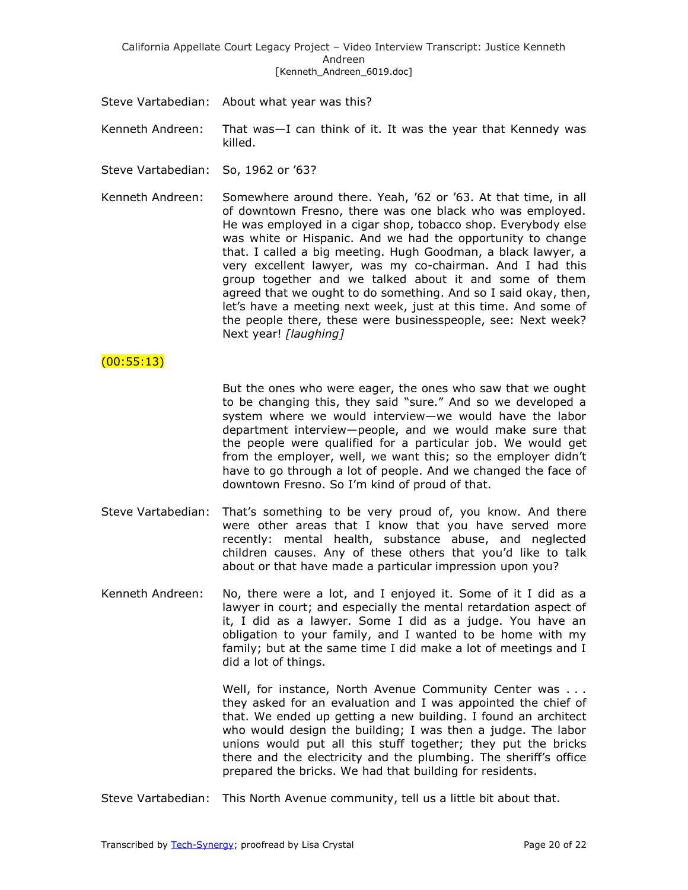Steve Vartabedian: About what year was this?

Kenneth Andreen: That was—I can think of it. It was the year that Kennedy was killed.

Steve Vartabedian: So, 1962 or '63?

Kenneth Andreen: Somewhere around there. Yeah, '62 or '63. At that time, in all of downtown Fresno, there was one black who was employed. He was employed in a cigar shop, tobacco shop. Everybody else was white or Hispanic. And we had the opportunity to change that. I called a big meeting. Hugh Goodman, a black lawyer, a very excellent lawyer, was my co-chairman. And I had this group together and we talked about it and some of them agreed that we ought to do something. And so I said okay, then, let's have a meeting next week, just at this time. And some of the people there, these were businesspeople, see: Next week? Next year! *[laughing]*

(00:55:13)

But the ones who were eager, the ones who saw that we ought to be changing this, they said "sure." And so we developed a system where we would interview—we would have the labor department interview—people, and we would make sure that the people were qualified for a particular job. We would get from the employer, well, we want this; so the employer didn't have to go through a lot of people. And we changed the face of downtown Fresno. So I'm kind of proud of that.

Steve Vartabedian: That's something to be very proud of, you know. And there were other areas that I know that you have served more recently: mental health, substance abuse, and neglected children causes. Any of these others that you'd like to talk about or that have made a particular impression upon you?

Kenneth Andreen: No, there were a lot, and I enjoyed it. Some of it I did as a lawyer in court; and especially the mental retardation aspect of it, I did as a lawyer. Some I did as a judge. You have an obligation to your family, and I wanted to be home with my family; but at the same time I did make a lot of meetings and I did a lot of things.

Well, for instance, North Avenue Community Center was . . . they asked for an evaluation and I was appointed the chief of that. We ended up getting a new building. I found an architect who would design the building; I was then a judge. The labor unions would put all this stuff together; they put the bricks there and the electricity and the plumbing. The sheriff's office prepared the bricks. We had that building for residents.

Steve Vartabedian: This North Avenue community, tell us a little bit about that.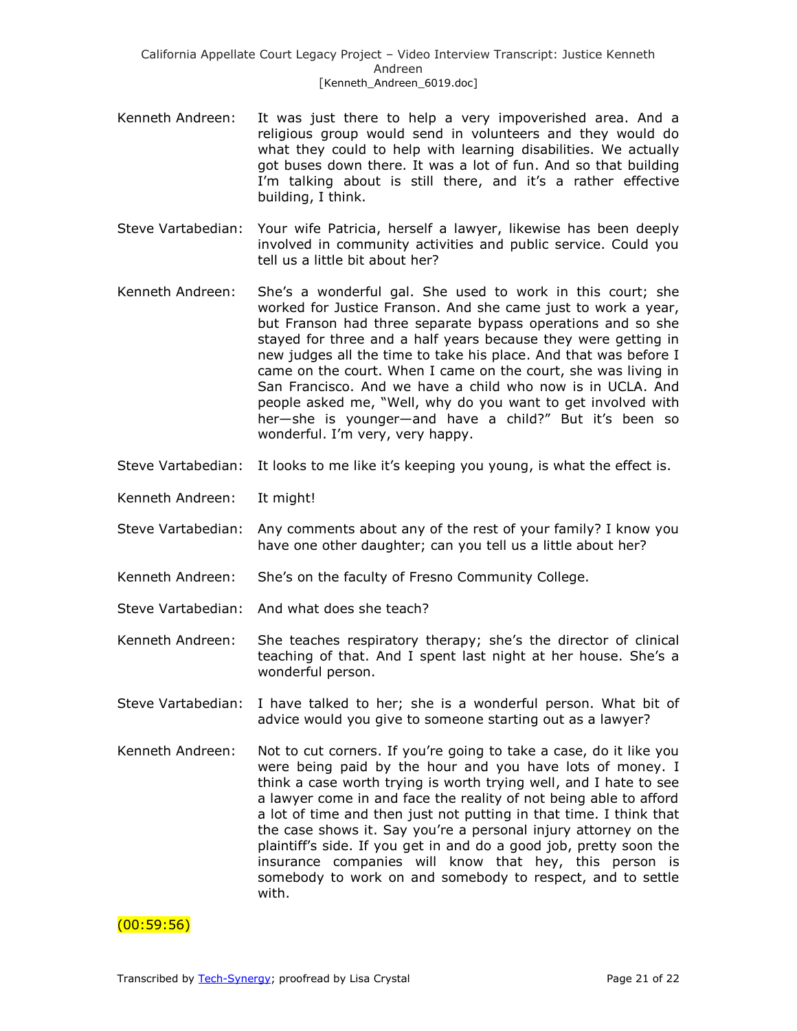Kenneth Andreen: It was just there to help a very impoverished area. And a religious group would send in volunteers and they would do what they could to help with learning disabilities. We actually got buses down there. It was a lot of fun. And so that building I'm talking about is still there, and it's a rather effective building, I think.

Steve Vartabedian: Your wife Patricia, herself a lawyer, likewise has been deeply involved in community activities and public service. Could you tell us a little bit about her?

Kenneth Andreen: She's a wonderful gal. She used to work in this court; she worked for Justice Franson. And she came just to work a year, but Franson had three separate bypass operations and so she stayed for three and a half years because they were getting in new judges all the time to take his place. And that was before I came on the court. When I came on the court, she was living in San Francisco. And we have a child who now is in UCLA. And people asked me, "Well, why do you want to get involved with her—she is younger—and have a child?" But it's been so wonderful. I'm very, very happy.

Steve Vartabedian: It looks to me like it's keeping you young, is what the effect is.

Kenneth Andreen: It might!

Steve Vartabedian: Any comments about any of the rest of your family? I know you have one other daughter; can you tell us a little about her?

Kenneth Andreen: She's on the faculty of Fresno Community College.

Steve Vartabedian: And what does she teach?

Kenneth Andreen: She teaches respiratory therapy; she's the director of clinical teaching of that. And I spent last night at her house. She's a wonderful person.

Steve Vartabedian: I have talked to her; she is a wonderful person. What bit of advice would you give to someone starting out as a lawyer?

Kenneth Andreen: Not to cut corners. If you're going to take a case, do it like you were being paid by the hour and you have lots of money. I think a case worth trying is worth trying well, and I hate to see a lawyer come in and face the reality of not being able to afford a lot of time and then just not putting in that time. I think that the case shows it. Say you're a personal injury attorney on the plaintiff's side. If you get in and do a good job, pretty soon the insurance companies will know that hey, this person is somebody to work on and somebody to respect, and to settle with.

(00:59:56)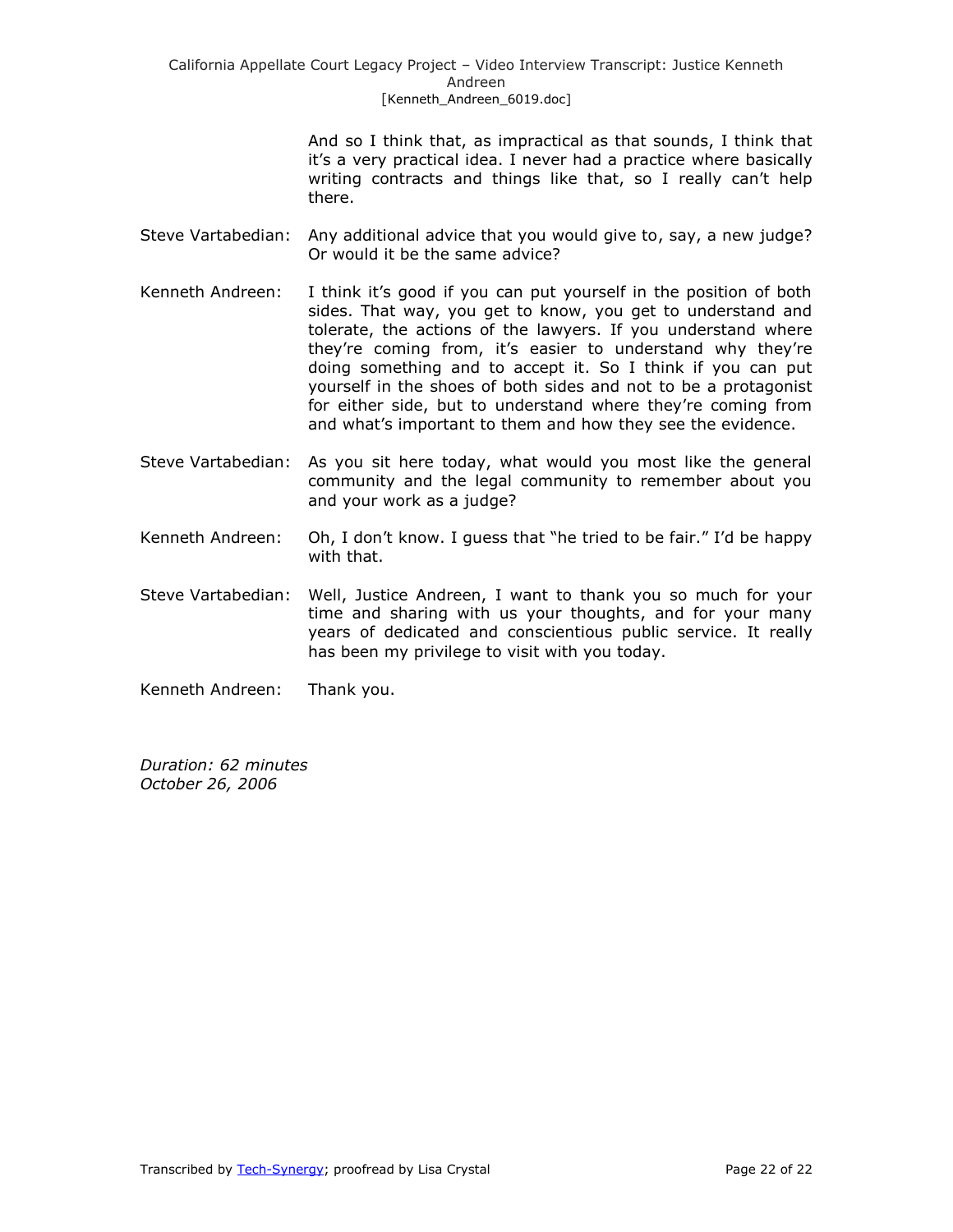And so I think that, as impractical as that sounds, I think that it's a very practical idea. I never had a practice where basically writing contracts and things like that, so I really can't help there.

Steve Vartabedian: Any additional advice that you would give to, say, a new judge? Or would it be the same advice?

Kenneth Andreen: I think it's good if you can put yourself in the position of both sides. That way, you get to know, you get to understand and tolerate, the actions of the lawyers. If you understand where they're coming from, it's easier to understand why they're doing something and to accept it. So I think if you can put yourself in the shoes of both sides and not to be a protagonist for either side, but to understand where they're coming from and what's important to them and how they see the evidence.

Steve Vartabedian: As you sit here today, what would you most like the general community and the legal community to remember about you and your work as a judge?

Kenneth Andreen: Oh, I don't know. I guess that "he tried to be fair." I'd be happy with that.

Steve Vartabedian: Well, Justice Andreen, I want to thank you so much for your time and sharing with us your thoughts, and for your many years of dedicated and conscientious public service. It really has been my privilege to visit with you today.

Kenneth Andreen: Thank you.

*Duration: 62 minutes*
*October 26, 2006*